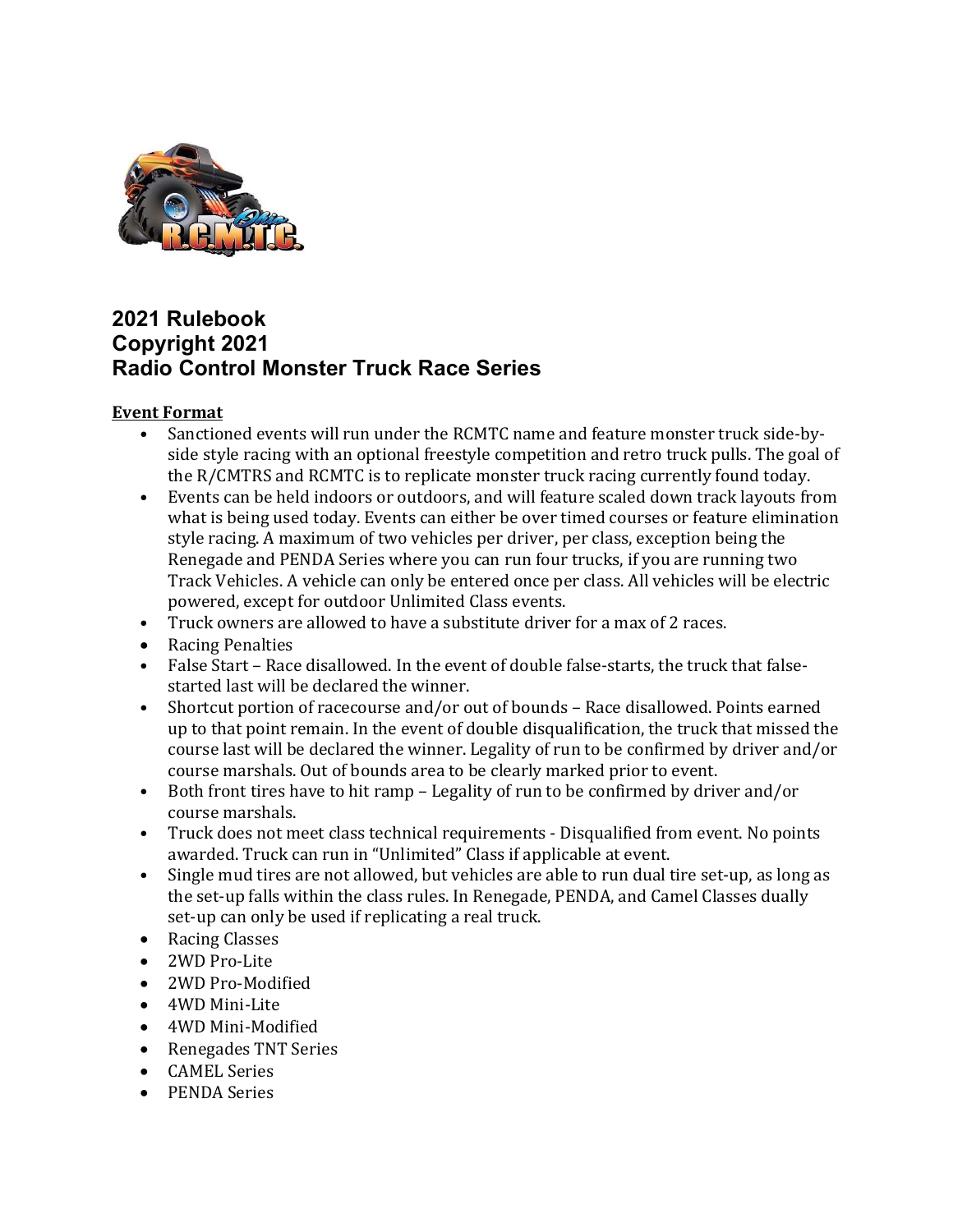# 2021 Rulebook
# Copyright 2021
# Radio Control Monster Truck Race Series

**Event Format**

- Sanctioned events will run under the RCMTC name and feature monster truck side-by-side style racing with an optional freestyle competition and retro truck pulls. The goal of the R/CMTRS and RCMTC is to replicate monster truck racing currently found today.
- Events can be held indoors or outdoors, and will feature scaled down track layouts from what is being used today. Events can either be over timed courses or feature elimination style racing. A maximum of two vehicles per driver, per class, exception being the Renegade and PENDA Series where you can run four trucks, if you are running two Track Vehicles. A vehicle can only be entered once per class. All vehicles will be electric powered, except for outdoor Unlimited Class events.
- Truck owners are allowed to have a substitute driver for a max of 2 races.
- Racing Penalties
- False Start – Race disallowed. In the event of double false-starts, the truck that false-started last will be declared the winner.
- Shortcut portion of racecourse and/or out of bounds – Race disallowed. Points earned up to that point remain. In the event of double disqualification, the truck that missed the course last will be declared the winner. Legality of run to be confirmed by driver and/or course marshals. Out of bounds area to be clearly marked prior to event.
- Both front tires have to hit ramp – Legality of run to be confirmed by driver and/or course marshals.
- Truck does not meet class technical requirements - Disqualified from event. No points awarded. Truck can run in "Unlimited" Class if applicable at event.
- Single mud tires are not allowed, but vehicles are able to run dual tire set-up, as long as the set-up falls within the class rules. In Renegade, PENDA, and Camel Classes dually set-up can only be used if replicating a real truck.
- Racing Classes
- 2WD Pro-Lite
- 2WD Pro-Modified
- 4WD Mini-Lite
- 4WD Mini-Modified
- Renegades TNT Series
- CAMEL Series
- PENDA Series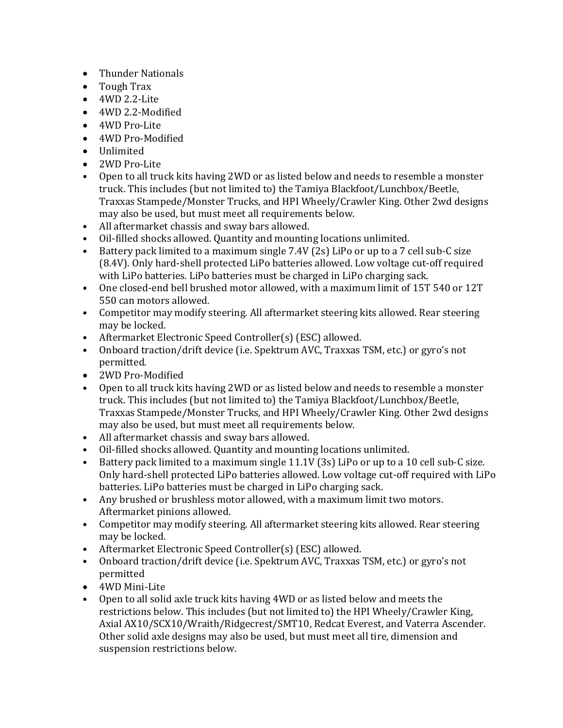- Thunder Nationals
- Tough Trax
- 4WD 2.2-Lite
- 4WD 2.2-Modified
- 4WD Pro-Lite
- 4WD Pro-Modified
- Unlimited
- 2WD Pro-Lite
- Open to all truck kits having 2WD or as listed below and needs to resemble a monster truck. This includes (but not limited to) the Tamiya Blackfoot/Lunchbox/Beetle, Traxxas Stampede/Monster Trucks, and HPI Wheely/Crawler King. Other 2wd designs may also be used, but must meet all requirements below.
- All aftermarket chassis and sway bars allowed.
- Oil-filled shocks allowed. Quantity and mounting locations unlimited.
- Battery pack limited to a maximum single 7.4V (2s) LiPo or up to a 7 cell sub-C size (8.4V). Only hard-shell protected LiPo batteries allowed. Low voltage cut-off required with LiPo batteries. LiPo batteries must be charged in LiPo charging sack.
- One closed-end bell brushed motor allowed, with a maximum limit of 15T 540 or 12T 550 can motors allowed.
- Competitor may modify steering. All aftermarket steering kits allowed. Rear steering may be locked.
- Aftermarket Electronic Speed Controller(s) (ESC) allowed.
- Onboard traction/drift device (i.e. Spektrum AVC, Traxxas TSM, etc.) or gyro's not permitted.
- 2WD Pro-Modified
- Open to all truck kits having 2WD or as listed below and needs to resemble a monster truck. This includes (but not limited to) the Tamiya Blackfoot/Lunchbox/Beetle, Traxxas Stampede/Monster Trucks, and HPI Wheely/Crawler King. Other 2wd designs may also be used, but must meet all requirements below.
- All aftermarket chassis and sway bars allowed.
- Oil-filled shocks allowed. Quantity and mounting locations unlimited.
- Battery pack limited to a maximum single 11.1V (3s) LiPo or up to a 10 cell sub-C size. Only hard-shell protected LiPo batteries allowed. Low voltage cut-off required with LiPo batteries. LiPo batteries must be charged in LiPo charging sack.
- Any brushed or brushless motor allowed, with a maximum limit two motors. Aftermarket pinions allowed.
- Competitor may modify steering. All aftermarket steering kits allowed. Rear steering may be locked.
- Aftermarket Electronic Speed Controller(s) (ESC) allowed.
- Onboard traction/drift device (i.e. Spektrum AVC, Traxxas TSM, etc.) or gyro's not permitted
- 4WD Mini-Lite
- Open to all solid axle truck kits having 4WD or as listed below and meets the restrictions below. This includes (but not limited to) the HPI Wheely/Crawler King, Axial AX10/SCX10/Wraith/Ridgecrest/SMT10, Redcat Everest, and Vaterra Ascender. Other solid axle designs may also be used, but must meet all tire, dimension and suspension restrictions below.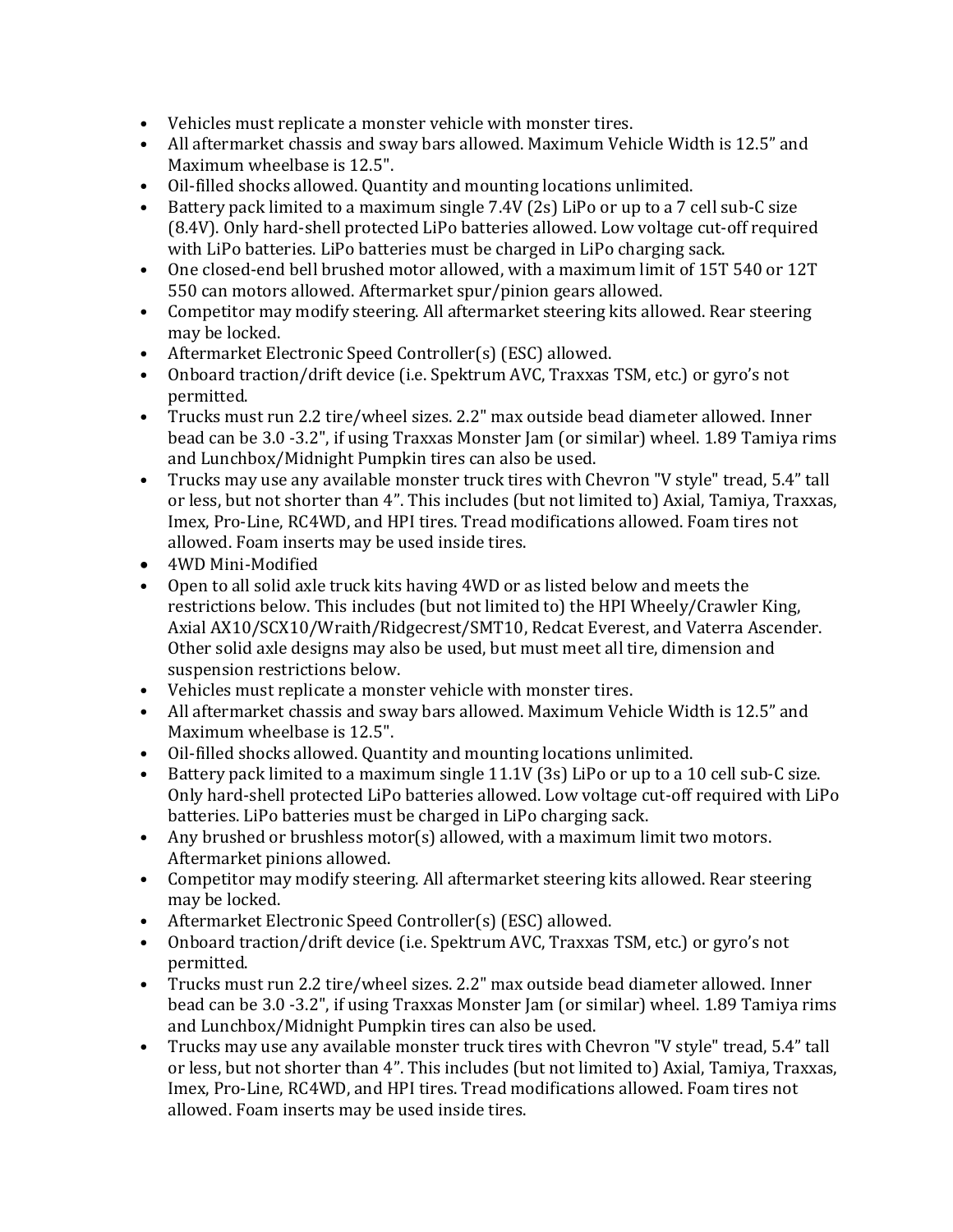- Vehicles must replicate a monster vehicle with monster tires.
- All aftermarket chassis and sway bars allowed. Maximum Vehicle Width is 12.5" and Maximum wheelbase is 12.5".
- Oil-filled shocks allowed. Quantity and mounting locations unlimited.
- Battery pack limited to a maximum single 7.4V (2s) LiPo or up to a 7 cell sub-C size (8.4V). Only hard-shell protected LiPo batteries allowed. Low voltage cut-off required with LiPo batteries. LiPo batteries must be charged in LiPo charging sack.
- One closed-end bell brushed motor allowed, with a maximum limit of 15T 540 or 12T 550 can motors allowed. Aftermarket spur/pinion gears allowed.
- Competitor may modify steering. All aftermarket steering kits allowed. Rear steering may be locked.
- Aftermarket Electronic Speed Controller(s) (ESC) allowed.
- Onboard traction/drift device (i.e. Spektrum AVC, Traxxas TSM, etc.) or gyro's not permitted.
- Trucks must run 2.2 tire/wheel sizes. 2.2" max outside bead diameter allowed. Inner bead can be 3.0 -3.2", if using Traxxas Monster Jam (or similar) wheel. 1.89 Tamiya rims and Lunchbox/Midnight Pumpkin tires can also be used.
- Trucks may use any available monster truck tires with Chevron "V style" tread, 5.4" tall or less, but not shorter than 4". This includes (but not limited to) Axial, Tamiya, Traxxas, Imex, Pro-Line, RC4WD, and HPI tires. Tread modifications allowed. Foam tires not allowed. Foam inserts may be used inside tires.
- 4WD Mini-Modified
- Open to all solid axle truck kits having 4WD or as listed below and meets the restrictions below. This includes (but not limited to) the HPI Wheely/Crawler King, Axial AX10/SCX10/Wraith/Ridgecrest/SMT10, Redcat Everest, and Vaterra Ascender. Other solid axle designs may also be used, but must meet all tire, dimension and suspension restrictions below.
- Vehicles must replicate a monster vehicle with monster tires.
- All aftermarket chassis and sway bars allowed. Maximum Vehicle Width is 12.5" and Maximum wheelbase is 12.5".
- Oil-filled shocks allowed. Quantity and mounting locations unlimited.
- Battery pack limited to a maximum single 11.1V (3s) LiPo or up to a 10 cell sub-C size. Only hard-shell protected LiPo batteries allowed. Low voltage cut-off required with LiPo batteries. LiPo batteries must be charged in LiPo charging sack.
- Any brushed or brushless motor(s) allowed, with a maximum limit two motors. Aftermarket pinions allowed.
- Competitor may modify steering. All aftermarket steering kits allowed. Rear steering may be locked.
- Aftermarket Electronic Speed Controller(s) (ESC) allowed.
- Onboard traction/drift device (i.e. Spektrum AVC, Traxxas TSM, etc.) or gyro's not permitted.
- Trucks must run 2.2 tire/wheel sizes. 2.2" max outside bead diameter allowed. Inner bead can be 3.0 -3.2", if using Traxxas Monster Jam (or similar) wheel. 1.89 Tamiya rims and Lunchbox/Midnight Pumpkin tires can also be used.
- Trucks may use any available monster truck tires with Chevron "V style" tread, 5.4" tall or less, but not shorter than 4". This includes (but not limited to) Axial, Tamiya, Traxxas, Imex, Pro-Line, RC4WD, and HPI tires. Tread modifications allowed. Foam tires not allowed. Foam inserts may be used inside tires.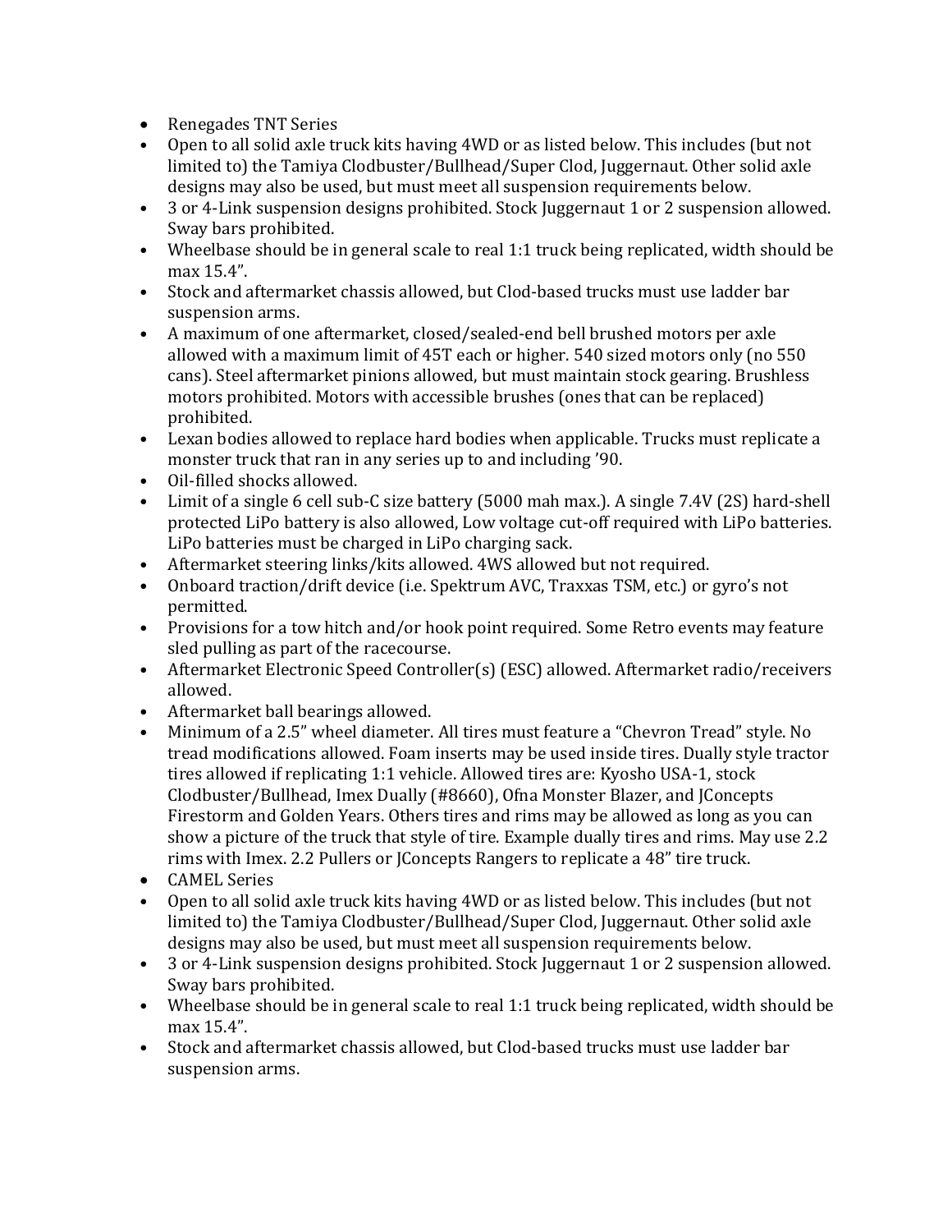- Renegades TNT Series
- Open to all solid axle truck kits having 4WD or as listed below. This includes (but not limited to) the Tamiya Clodbuster/Bullhead/Super Clod, Juggernaut. Other solid axle designs may also be used, but must meet all suspension requirements below.
- 3 or 4-Link suspension designs prohibited. Stock Juggernaut 1 or 2 suspension allowed. Sway bars prohibited.
- Wheelbase should be in general scale to real 1:1 truck being replicated, width should be max 15.4".
- Stock and aftermarket chassis allowed, but Clod-based trucks must use ladder bar suspension arms.
- A maximum of one aftermarket, closed/sealed-end bell brushed motors per axle allowed with a maximum limit of 45T each or higher. 540 sized motors only (no 550 cans). Steel aftermarket pinions allowed, but must maintain stock gearing. Brushless motors prohibited. Motors with accessible brushes (ones that can be replaced) prohibited.
- Lexan bodies allowed to replace hard bodies when applicable. Trucks must replicate a monster truck that ran in any series up to and including '90.
- Oil-filled shocks allowed.
- Limit of a single 6 cell sub-C size battery (5000 mah max.). A single 7.4V (2S) hard-shell protected LiPo battery is also allowed, Low voltage cut-off required with LiPo batteries. LiPo batteries must be charged in LiPo charging sack.
- Aftermarket steering links/kits allowed. 4WS allowed but not required.
- Onboard traction/drift device (i.e. Spektrum AVC, Traxxas TSM, etc.) or gyro's not permitted.
- Provisions for a tow hitch and/or hook point required. Some Retro events may feature sled pulling as part of the racecourse.
- Aftermarket Electronic Speed Controller(s) (ESC) allowed. Aftermarket radio/receivers allowed.
- Aftermarket ball bearings allowed.
- Minimum of a 2.5" wheel diameter. All tires must feature a "Chevron Tread" style. No tread modifications allowed. Foam inserts may be used inside tires. Dually style tractor tires allowed if replicating 1:1 vehicle. Allowed tires are: Kyosho USA-1, stock Clodbuster/Bullhead, Imex Dually (#8660), Ofna Monster Blazer, and JConcepts Firestorm and Golden Years. Others tires and rims may be allowed as long as you can show a picture of the truck that style of tire. Example dually tires and rims. May use 2.2 rims with Imex. 2.2 Pullers or JConcepts Rangers to replicate a 48" tire truck.
- CAMEL Series
- Open to all solid axle truck kits having 4WD or as listed below. This includes (but not limited to) the Tamiya Clodbuster/Bullhead/Super Clod, Juggernaut. Other solid axle designs may also be used, but must meet all suspension requirements below.
- 3 or 4-Link suspension designs prohibited. Stock Juggernaut 1 or 2 suspension allowed. Sway bars prohibited.
- Wheelbase should be in general scale to real 1:1 truck being replicated, width should be max 15.4".
- Stock and aftermarket chassis allowed, but Clod-based trucks must use ladder bar suspension arms.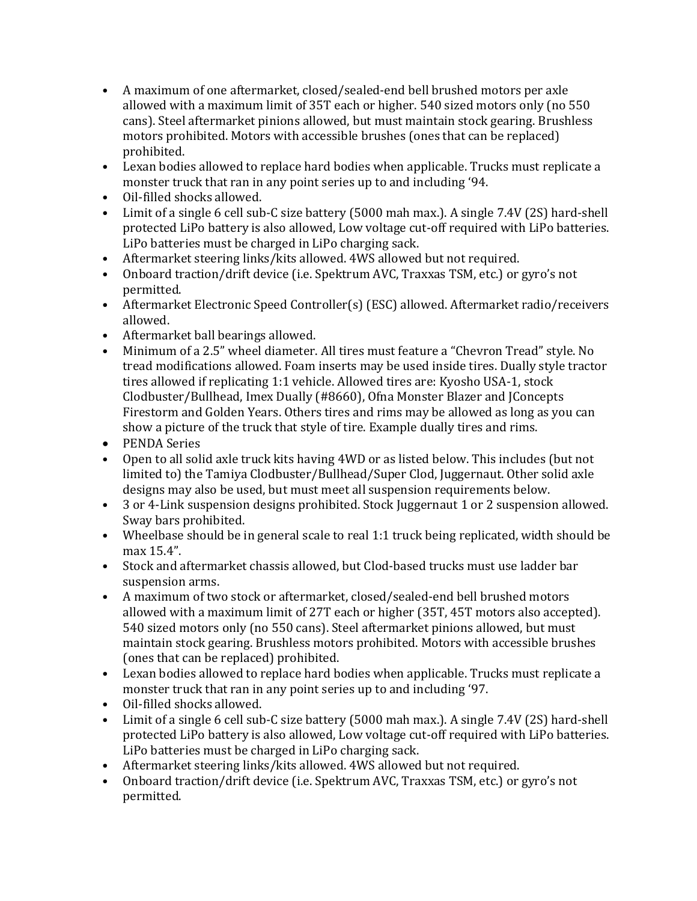- A maximum of one aftermarket, closed/sealed-end bell brushed motors per axle allowed with a maximum limit of 35T each or higher. 540 sized motors only (no 550 cans). Steel aftermarket pinions allowed, but must maintain stock gearing. Brushless motors prohibited. Motors with accessible brushes (ones that can be replaced) prohibited.
- Lexan bodies allowed to replace hard bodies when applicable. Trucks must replicate a monster truck that ran in any point series up to and including '94.
- Oil-filled shocks allowed.
- Limit of a single 6 cell sub-C size battery (5000 mah max.). A single 7.4V (2S) hard-shell protected LiPo battery is also allowed, Low voltage cut-off required with LiPo batteries. LiPo batteries must be charged in LiPo charging sack.
- Aftermarket steering links/kits allowed. 4WS allowed but not required.
- Onboard traction/drift device (i.e. Spektrum AVC, Traxxas TSM, etc.) or gyro's not permitted.
- Aftermarket Electronic Speed Controller(s) (ESC) allowed. Aftermarket radio/receivers allowed.
- Aftermarket ball bearings allowed.
- Minimum of a 2.5" wheel diameter. All tires must feature a "Chevron Tread" style. No tread modifications allowed. Foam inserts may be used inside tires. Dually style tractor tires allowed if replicating 1:1 vehicle. Allowed tires are: Kyosho USA-1, stock Clodbuster/Bullhead, Imex Dually (#8660), Ofna Monster Blazer and JConcepts Firestorm and Golden Years. Others tires and rims may be allowed as long as you can show a picture of the truck that style of tire. Example dually tires and rims.
- PENDA Series
- Open to all solid axle truck kits having 4WD or as listed below. This includes (but not limited to) the Tamiya Clodbuster/Bullhead/Super Clod, Juggernaut. Other solid axle designs may also be used, but must meet all suspension requirements below.
- 3 or 4-Link suspension designs prohibited. Stock Juggernaut 1 or 2 suspension allowed. Sway bars prohibited.
- Wheelbase should be in general scale to real 1:1 truck being replicated, width should be max 15.4".
- Stock and aftermarket chassis allowed, but Clod-based trucks must use ladder bar suspension arms.
- A maximum of two stock or aftermarket, closed/sealed-end bell brushed motors allowed with a maximum limit of 27T each or higher (35T, 45T motors also accepted). 540 sized motors only (no 550 cans). Steel aftermarket pinions allowed, but must maintain stock gearing. Brushless motors prohibited. Motors with accessible brushes (ones that can be replaced) prohibited.
- Lexan bodies allowed to replace hard bodies when applicable. Trucks must replicate a monster truck that ran in any point series up to and including '97.
- Oil-filled shocks allowed.
- Limit of a single 6 cell sub-C size battery (5000 mah max.). A single 7.4V (2S) hard-shell protected LiPo battery is also allowed, Low voltage cut-off required with LiPo batteries. LiPo batteries must be charged in LiPo charging sack.
- Aftermarket steering links/kits allowed. 4WS allowed but not required.
- Onboard traction/drift device (i.e. Spektrum AVC, Traxxas TSM, etc.) or gyro's not permitted.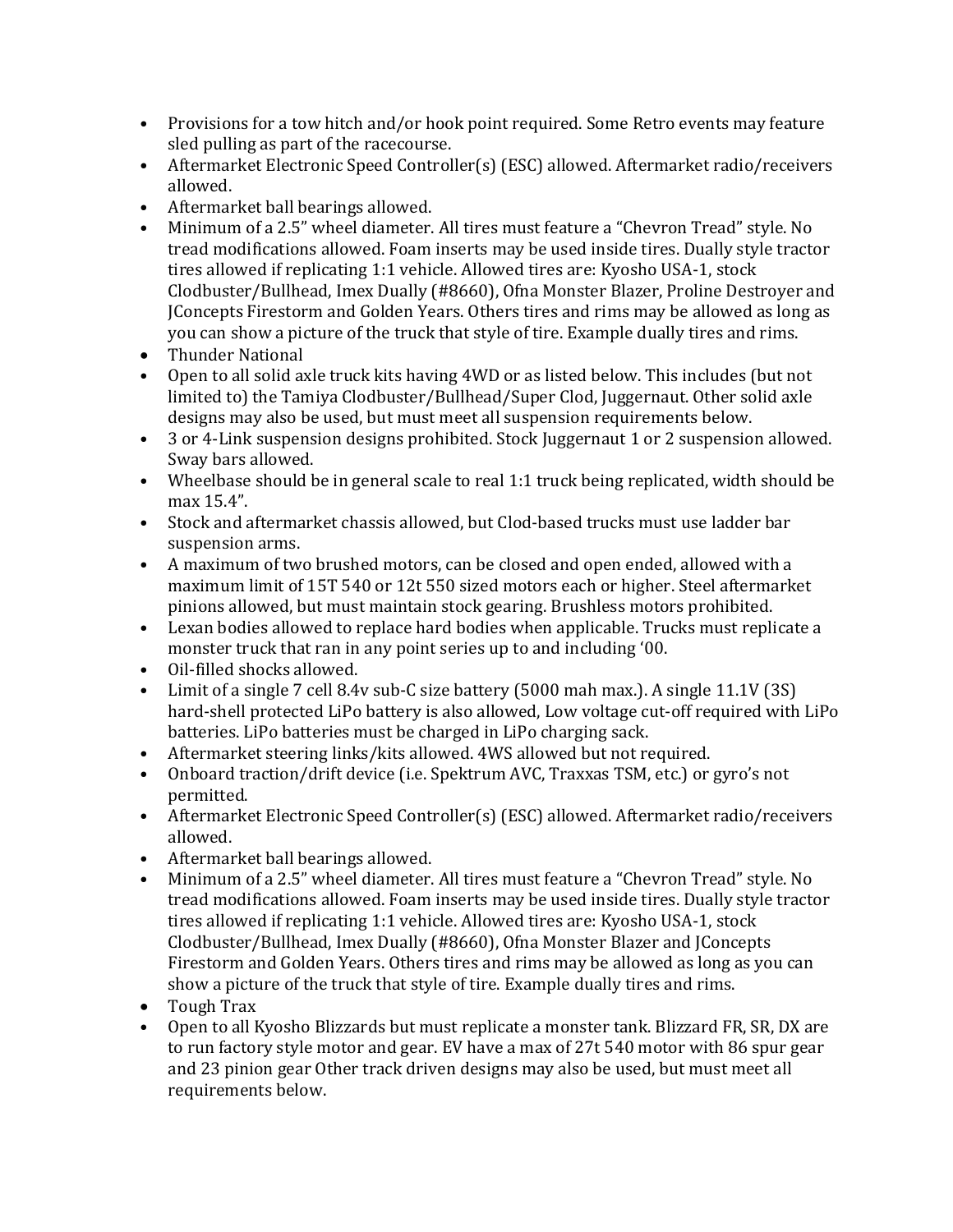- Provisions for a tow hitch and/or hook point required. Some Retro events may feature sled pulling as part of the racecourse.
- Aftermarket Electronic Speed Controller(s) (ESC) allowed. Aftermarket radio/receivers allowed.
- Aftermarket ball bearings allowed.
- Minimum of a 2.5" wheel diameter. All tires must feature a "Chevron Tread" style. No tread modifications allowed. Foam inserts may be used inside tires. Dually style tractor tires allowed if replicating 1:1 vehicle. Allowed tires are: Kyosho USA-1, stock Clodbuster/Bullhead, Imex Dually (#8660), Ofna Monster Blazer, Proline Destroyer and JConcepts Firestorm and Golden Years. Others tires and rims may be allowed as long as you can show a picture of the truck that style of tire. Example dually tires and rims.
- Thunder National
- Open to all solid axle truck kits having 4WD or as listed below. This includes (but not limited to) the Tamiya Clodbuster/Bullhead/Super Clod, Juggernaut. Other solid axle designs may also be used, but must meet all suspension requirements below.
- 3 or 4-Link suspension designs prohibited. Stock Juggernaut 1 or 2 suspension allowed. Sway bars allowed.
- Wheelbase should be in general scale to real 1:1 truck being replicated, width should be max 15.4".
- Stock and aftermarket chassis allowed, but Clod-based trucks must use ladder bar suspension arms.
- A maximum of two brushed motors, can be closed and open ended, allowed with a maximum limit of 15T 540 or 12t 550 sized motors each or higher. Steel aftermarket pinions allowed, but must maintain stock gearing. Brushless motors prohibited.
- Lexan bodies allowed to replace hard bodies when applicable. Trucks must replicate a monster truck that ran in any point series up to and including '00.
- Oil-filled shocks allowed.
- Limit of a single 7 cell 8.4v sub-C size battery (5000 mah max.). A single 11.1V (3S) hard-shell protected LiPo battery is also allowed, Low voltage cut-off required with LiPo batteries. LiPo batteries must be charged in LiPo charging sack.
- Aftermarket steering links/kits allowed. 4WS allowed but not required.
- Onboard traction/drift device (i.e. Spektrum AVC, Traxxas TSM, etc.) or gyro's not permitted.
- Aftermarket Electronic Speed Controller(s) (ESC) allowed. Aftermarket radio/receivers allowed.
- Aftermarket ball bearings allowed.
- Minimum of a 2.5" wheel diameter. All tires must feature a "Chevron Tread" style. No tread modifications allowed. Foam inserts may be used inside tires. Dually style tractor tires allowed if replicating 1:1 vehicle. Allowed tires are: Kyosho USA-1, stock Clodbuster/Bullhead, Imex Dually (#8660), Ofna Monster Blazer and JConcepts Firestorm and Golden Years. Others tires and rims may be allowed as long as you can show a picture of the truck that style of tire. Example dually tires and rims.
- Tough Trax
- Open to all Kyosho Blizzards but must replicate a monster tank. Blizzard FR, SR, DX are to run factory style motor and gear. EV have a max of 27t 540 motor with 86 spur gear and 23 pinion gear Other track driven designs may also be used, but must meet all requirements below.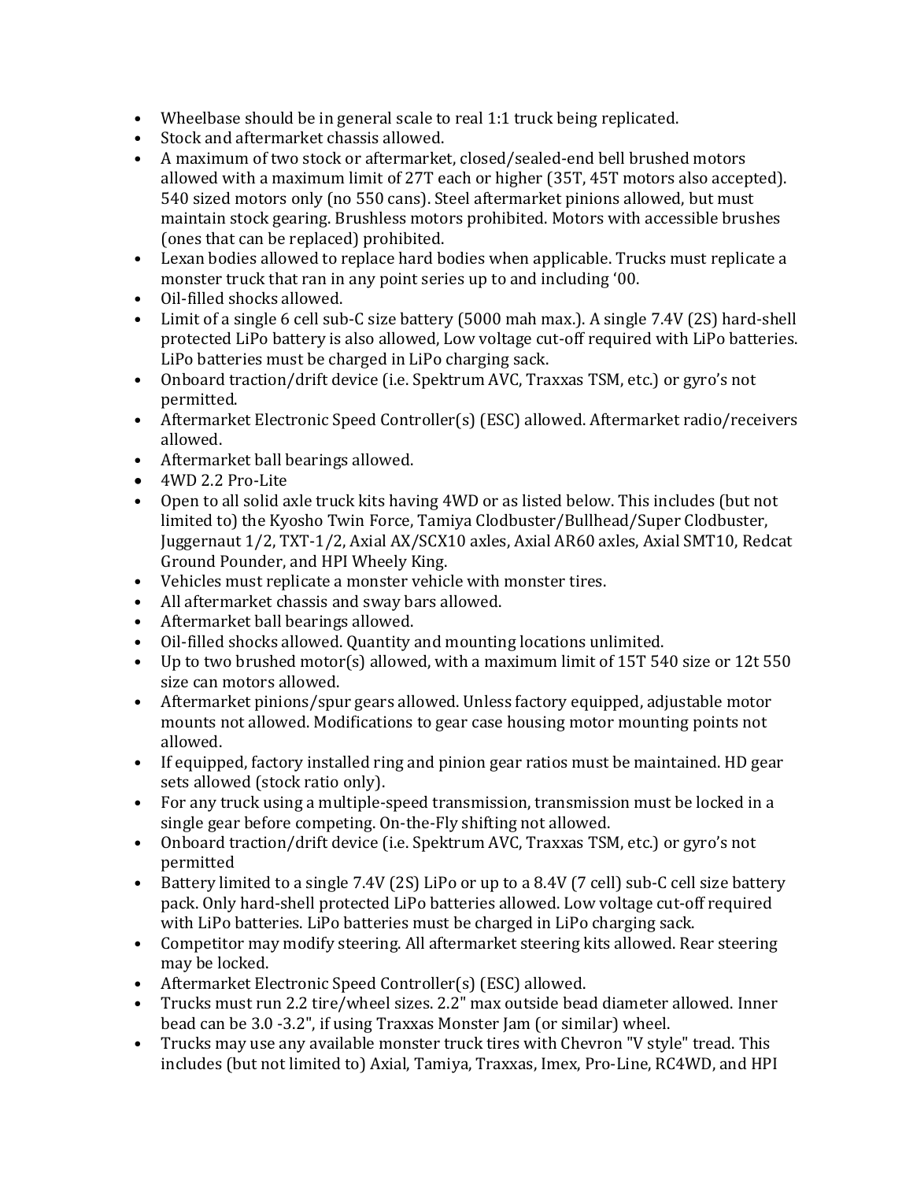- Wheelbase should be in general scale to real 1:1 truck being replicated.
- Stock and aftermarket chassis allowed.
- A maximum of two stock or aftermarket, closed/sealed-end bell brushed motors allowed with a maximum limit of 27T each or higher (35T, 45T motors also accepted). 540 sized motors only (no 550 cans). Steel aftermarket pinions allowed, but must maintain stock gearing. Brushless motors prohibited. Motors with accessible brushes (ones that can be replaced) prohibited.
- Lexan bodies allowed to replace hard bodies when applicable. Trucks must replicate a monster truck that ran in any point series up to and including '00.
- Oil-filled shocks allowed.
- Limit of a single 6 cell sub-C size battery (5000 mah max.). A single 7.4V (2S) hard-shell protected LiPo battery is also allowed, Low voltage cut-off required with LiPo batteries. LiPo batteries must be charged in LiPo charging sack.
- Onboard traction/drift device (i.e. Spektrum AVC, Traxxas TSM, etc.) or gyro's not permitted.
- Aftermarket Electronic Speed Controller(s) (ESC) allowed. Aftermarket radio/receivers allowed.
- Aftermarket ball bearings allowed.
- 4WD 2.2 Pro-Lite
- Open to all solid axle truck kits having 4WD or as listed below. This includes (but not limited to) the Kyosho Twin Force, Tamiya Clodbuster/Bullhead/Super Clodbuster, Juggernaut 1/2, TXT-1/2, Axial AX/SCX10 axles, Axial AR60 axles, Axial SMT10, Redcat Ground Pounder, and HPI Wheely King.
- Vehicles must replicate a monster vehicle with monster tires.
- All aftermarket chassis and sway bars allowed.
- Aftermarket ball bearings allowed.
- Oil-filled shocks allowed. Quantity and mounting locations unlimited.
- Up to two brushed motor(s) allowed, with a maximum limit of 15T 540 size or 12t 550 size can motors allowed.
- Aftermarket pinions/spur gears allowed. Unless factory equipped, adjustable motor mounts not allowed. Modifications to gear case housing motor mounting points not allowed.
- If equipped, factory installed ring and pinion gear ratios must be maintained. HD gear sets allowed (stock ratio only).
- For any truck using a multiple-speed transmission, transmission must be locked in a single gear before competing. On-the-Fly shifting not allowed.
- Onboard traction/drift device (i.e. Spektrum AVC, Traxxas TSM, etc.) or gyro's not permitted
- Battery limited to a single 7.4V (2S) LiPo or up to a 8.4V (7 cell) sub-C cell size battery pack. Only hard-shell protected LiPo batteries allowed. Low voltage cut-off required with LiPo batteries. LiPo batteries must be charged in LiPo charging sack.
- Competitor may modify steering. All aftermarket steering kits allowed. Rear steering may be locked.
- Aftermarket Electronic Speed Controller(s) (ESC) allowed.
- Trucks must run 2.2 tire/wheel sizes. 2.2" max outside bead diameter allowed. Inner bead can be 3.0 -3.2", if using Traxxas Monster Jam (or similar) wheel.
- Trucks may use any available monster truck tires with Chevron "V style" tread. This includes (but not limited to) Axial, Tamiya, Traxxas, Imex, Pro-Line, RC4WD, and HPI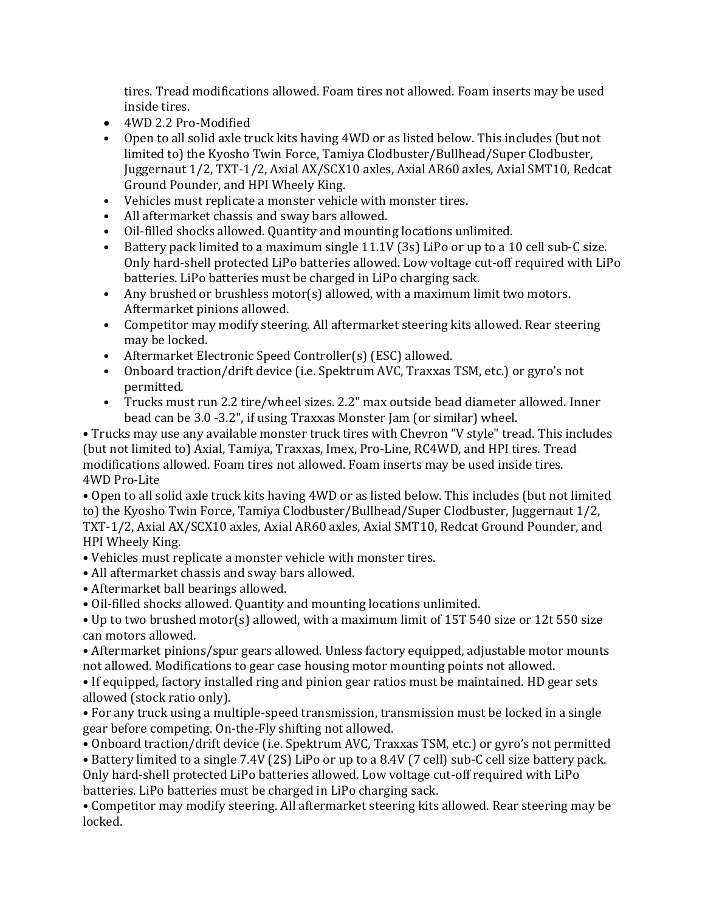tires. Tread modifications allowed. Foam tires not allowed. Foam inserts may be used inside tires.

- 4WD 2.2 Pro-Modified
- Open to all solid axle truck kits having 4WD or as listed below. This includes (but not limited to) the Kyosho Twin Force, Tamiya Clodbuster/Bullhead/Super Clodbuster, Juggernaut 1/2, TXT-1/2, Axial AX/SCX10 axles, Axial AR60 axles, Axial SMT10, Redcat Ground Pounder, and HPI Wheely King.
- Vehicles must replicate a monster vehicle with monster tires.
- All aftermarket chassis and sway bars allowed.
- Oil-filled shocks allowed. Quantity and mounting locations unlimited.
- Battery pack limited to a maximum single 11.1V (3s) LiPo or up to a 10 cell sub-C size. Only hard-shell protected LiPo batteries allowed. Low voltage cut-off required with LiPo batteries. LiPo batteries must be charged in LiPo charging sack.
- Any brushed or brushless motor(s) allowed, with a maximum limit two motors. Aftermarket pinions allowed.
- Competitor may modify steering. All aftermarket steering kits allowed. Rear steering may be locked.
- Aftermarket Electronic Speed Controller(s) (ESC) allowed.
- Onboard traction/drift device (i.e. Spektrum AVC, Traxxas TSM, etc.) or gyro's not permitted.
- Trucks must run 2.2 tire/wheel sizes. 2.2" max outside bead diameter allowed. Inner bead can be 3.0 -3.2", if using Traxxas Monster Jam (or similar) wheel.

• Trucks may use any available monster truck tires with Chevron "V style" tread. This includes (but not limited to) Axial, Tamiya, Traxxas, Imex, Pro-Line, RC4WD, and HPI tires. Tread modifications allowed. Foam tires not allowed. Foam inserts may be used inside tires.

4WD Pro-Lite

• Open to all solid axle truck kits having 4WD or as listed below. This includes (but not limited to) the Kyosho Twin Force, Tamiya Clodbuster/Bullhead/Super Clodbuster, Juggernaut 1/2, TXT-1/2, Axial AX/SCX10 axles, Axial AR60 axles, Axial SMT10, Redcat Ground Pounder, and HPI Wheely King.

• Vehicles must replicate a monster vehicle with monster tires.

• All aftermarket chassis and sway bars allowed.

• Aftermarket ball bearings allowed.

• Oil-filled shocks allowed. Quantity and mounting locations unlimited.

• Up to two brushed motor(s) allowed, with a maximum limit of 15T 540 size or 12t 550 size can motors allowed.

• Aftermarket pinions/spur gears allowed. Unless factory equipped, adjustable motor mounts not allowed. Modifications to gear case housing motor mounting points not allowed.

• If equipped, factory installed ring and pinion gear ratios must be maintained. HD gear sets allowed (stock ratio only).

• For any truck using a multiple-speed transmission, transmission must be locked in a single gear before competing. On-the-Fly shifting not allowed.

• Onboard traction/drift device (i.e. Spektrum AVC, Traxxas TSM, etc.) or gyro's not permitted

• Battery limited to a single 7.4V (2S) LiPo or up to a 8.4V (7 cell) sub-C cell size battery pack. Only hard-shell protected LiPo batteries allowed. Low voltage cut-off required with LiPo batteries. LiPo batteries must be charged in LiPo charging sack.

• Competitor may modify steering. All aftermarket steering kits allowed. Rear steering may be locked.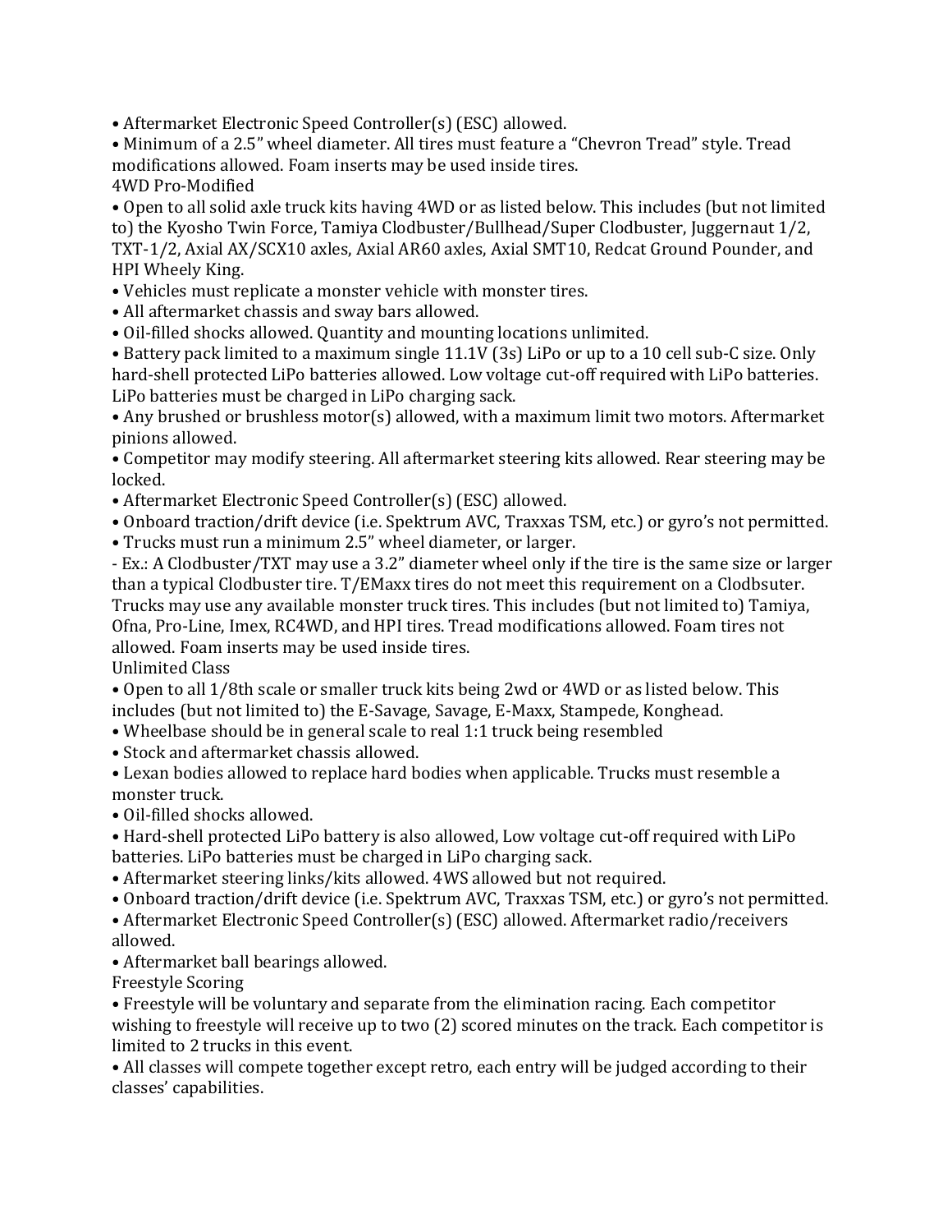• Aftermarket Electronic Speed Controller(s) (ESC) allowed.
• Minimum of a 2.5" wheel diameter. All tires must feature a "Chevron Tread" style. Tread modifications allowed. Foam inserts may be used inside tires.

4WD Pro-Modified

• Open to all solid axle truck kits having 4WD or as listed below. This includes (but not limited to) the Kyosho Twin Force, Tamiya Clodbuster/Bullhead/Super Clodbuster, Juggernaut 1/2, TXT-1/2, Axial AX/SCX10 axles, Axial AR60 axles, Axial SMT10, Redcat Ground Pounder, and HPI Wheely King.
• Vehicles must replicate a monster vehicle with monster tires.
• All aftermarket chassis and sway bars allowed.
• Oil-filled shocks allowed. Quantity and mounting locations unlimited.
• Battery pack limited to a maximum single 11.1V (3s) LiPo or up to a 10 cell sub-C size. Only hard-shell protected LiPo batteries allowed. Low voltage cut-off required with LiPo batteries. LiPo batteries must be charged in LiPo charging sack.
• Any brushed or brushless motor(s) allowed, with a maximum limit two motors. Aftermarket pinions allowed.
• Competitor may modify steering. All aftermarket steering kits allowed. Rear steering may be locked.
• Aftermarket Electronic Speed Controller(s) (ESC) allowed.
• Onboard traction/drift device (i.e. Spektrum AVC, Traxxas TSM, etc.) or gyro's not permitted.
• Trucks must run a minimum 2.5" wheel diameter, or larger.

- Ex.: A Clodbuster/TXT may use a 3.2" diameter wheel only if the tire is the same size or larger than a typical Clodbuster tire. T/EMaxx tires do not meet this requirement on a Clodbsuter. Trucks may use any available monster truck tires. This includes (but not limited to) Tamiya, Ofna, Pro-Line, Imex, RC4WD, and HPI tires. Tread modifications allowed. Foam tires not allowed. Foam inserts may be used inside tires.

Unlimited Class

• Open to all 1/8th scale or smaller truck kits being 2wd or 4WD or as listed below. This includes (but not limited to) the E-Savage, Savage, E-Maxx, Stampede, Konghead.
• Wheelbase should be in general scale to real 1:1 truck being resembled
• Stock and aftermarket chassis allowed.
• Lexan bodies allowed to replace hard bodies when applicable. Trucks must resemble a monster truck.
• Oil-filled shocks allowed.
• Hard-shell protected LiPo battery is also allowed, Low voltage cut-off required with LiPo batteries. LiPo batteries must be charged in LiPo charging sack.
• Aftermarket steering links/kits allowed. 4WS allowed but not required.
• Onboard traction/drift device (i.e. Spektrum AVC, Traxxas TSM, etc.) or gyro's not permitted.
• Aftermarket Electronic Speed Controller(s) (ESC) allowed. Aftermarket radio/receivers allowed.
• Aftermarket ball bearings allowed.

Freestyle Scoring

• Freestyle will be voluntary and separate from the elimination racing. Each competitor wishing to freestyle will receive up to two (2) scored minutes on the track. Each competitor is limited to 2 trucks in this event.
• All classes will compete together except retro, each entry will be judged according to their classes' capabilities.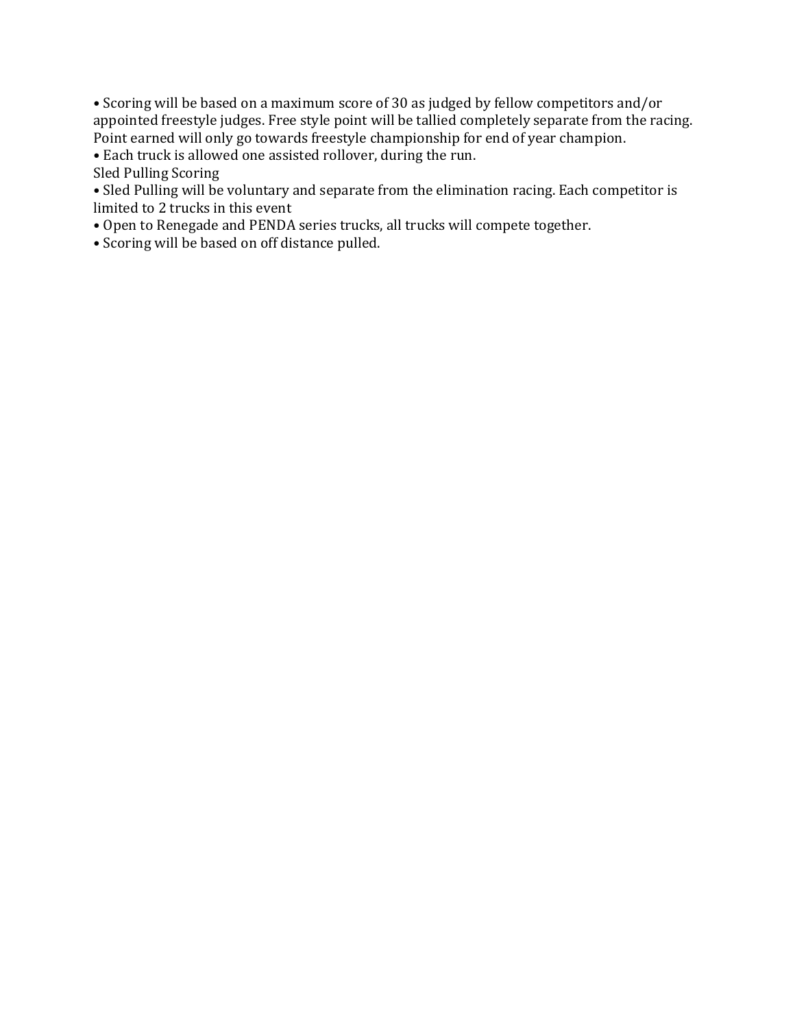- Scoring will be based on a maximum score of 30 as judged by fellow competitors and/or appointed freestyle judges. Free style point will be tallied completely separate from the racing. Point earned will only go towards freestyle championship for end of year champion.
- Each truck is allowed one assisted rollover, during the run.

Sled Pulling Scoring

- Sled Pulling will be voluntary and separate from the elimination racing. Each competitor is limited to 2 trucks in this event
- Open to Renegade and PENDA series trucks, all trucks will compete together.
- Scoring will be based on off distance pulled.